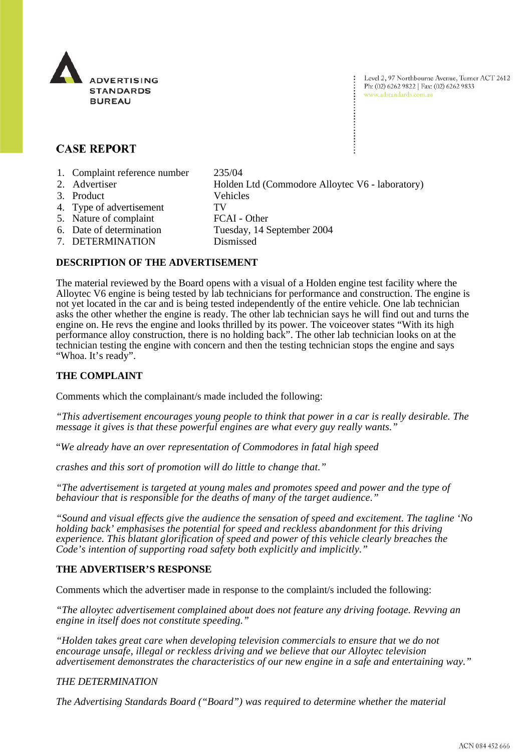ADVERTISING STANDARDS BUREAU

Level 2, 97 Northbourne Avenue, Turner ACT 2612
Ph: (02) 6262 9822 | Fax: (02) 6262 9833
www.adstandards.com.au

# CASE REPORT

| | | |
|---|---|---|
| 1. | Complaint reference number | 235/04 |
| 2. | Advertiser | Holden Ltd (Commodore Alloytec V6 - laboratory) |
| 3. | Product | Vehicles |
| 4. | Type of advertisement | TV |
| 5. | Nature of complaint | FCAI - Other |
| 6. | Date of determination | Tuesday, 14 September 2004 |
| 7. | DETERMINATION | Dismissed |

## DESCRIPTION OF THE ADVERTISEMENT

The material reviewed by the Board opens with a visual of a Holden engine test facility where the Alloytec V6 engine is being tested by lab technicians for performance and construction. The engine is not yet located in the car and is being tested independently of the entire vehicle. One lab technician asks the other whether the engine is ready. The other lab technician says he will find out and turns the engine on. He revs the engine and looks thrilled by its power. The voiceover states "With its high performance alloy construction, there is no holding back". The other lab technician looks on at the technician testing the engine with concern and then the testing technician stops the engine and says "Whoa. It's ready".

## THE COMPLAINT

Comments which the complainant/s made included the following:

*"This advertisement encourages young people to think that power in a car is really desirable. The message it gives is that these powerful engines are what every guy really wants."*

"*We already have an over representation of Commodores in fatal high speed*

*crashes and this sort of promotion will do little to change that."*

*"The advertisement is targeted at young males and promotes speed and power and the type of behaviour that is responsible for the deaths of many of the target audience."*

*"Sound and visual effects give the audience the sensation of speed and excitement. The tagline 'No holding back' emphasises the potential for speed and reckless abandonment for this driving experience. This blatant glorification of speed and power of this vehicle clearly breaches the Code's intention of supporting road safety both explicitly and implicitly."*

## THE ADVERTISER'S RESPONSE

Comments which the advertiser made in response to the complaint/s included the following:

*"The alloytec advertisement complained about does not feature any driving footage. Revving an engine in itself does not constitute speeding."*

*"Holden takes great care when developing television commercials to ensure that we do not encourage unsafe, illegal or reckless driving and we believe that our Alloytec television advertisement demonstrates the characteristics of our new engine in a safe and entertaining way."*

*THE DETERMINATION*

*The Advertising Standards Board ("Board") was required to determine whether the material*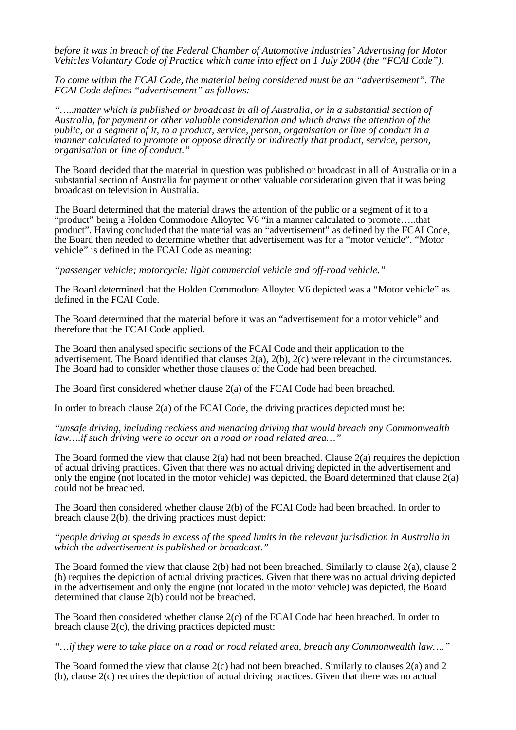*before it was in breach of the Federal Chamber of Automotive Industries' Advertising for Motor Vehicles Voluntary Code of Practice which came into effect on 1 July 2004 (the "FCAI Code").*

*To come within the FCAI Code, the material being considered must be an "advertisement". The FCAI Code defines "advertisement" as follows:*

*"…..matter which is published or broadcast in all of Australia, or in a substantial section of Australia, for payment or other valuable consideration and which draws the attention of the public, or a segment of it, to a product, service, person, organisation or line of conduct in a manner calculated to promote or oppose directly or indirectly that product, service, person, organisation or line of conduct."*

The Board decided that the material in question was published or broadcast in all of Australia or in a substantial section of Australia for payment or other valuable consideration given that it was being broadcast on television in Australia.

The Board determined that the material draws the attention of the public or a segment of it to a "product" being a Holden Commodore Alloytec V6 "in a manner calculated to promote…..that product". Having concluded that the material was an "advertisement" as defined by the FCAI Code, the Board then needed to determine whether that advertisement was for a "motor vehicle". "Motor vehicle" is defined in the FCAI Code as meaning:

*"passenger vehicle; motorcycle; light commercial vehicle and off-road vehicle."*

The Board determined that the Holden Commodore Alloytec V6 depicted was a "Motor vehicle" as defined in the FCAI Code.

The Board determined that the material before it was an "advertisement for a motor vehicle" and therefore that the FCAI Code applied.

The Board then analysed specific sections of the FCAI Code and their application to the advertisement. The Board identified that clauses 2(a), 2(b), 2(c) were relevant in the circumstances. The Board had to consider whether those clauses of the Code had been breached.

The Board first considered whether clause 2(a) of the FCAI Code had been breached.

In order to breach clause 2(a) of the FCAI Code, the driving practices depicted must be:

*"unsafe driving, including reckless and menacing driving that would breach any Commonwealth law….if such driving were to occur on a road or road related area…"*

The Board formed the view that clause 2(a) had not been breached. Clause 2(a) requires the depiction of actual driving practices. Given that there was no actual driving depicted in the advertisement and only the engine (not located in the motor vehicle) was depicted, the Board determined that clause 2(a) could not be breached.

The Board then considered whether clause 2(b) of the FCAI Code had been breached. In order to breach clause 2(b), the driving practices must depict:

*"people driving at speeds in excess of the speed limits in the relevant jurisdiction in Australia in which the advertisement is published or broadcast."*

The Board formed the view that clause 2(b) had not been breached. Similarly to clause 2(a), clause 2 (b) requires the depiction of actual driving practices. Given that there was no actual driving depicted in the advertisement and only the engine (not located in the motor vehicle) was depicted, the Board determined that clause 2(b) could not be breached.

The Board then considered whether clause 2(c) of the FCAI Code had been breached. In order to breach clause 2(c), the driving practices depicted must:

*"…if they were to take place on a road or road related area, breach any Commonwealth law…."*

The Board formed the view that clause 2(c) had not been breached. Similarly to clauses 2(a) and 2 (b), clause 2(c) requires the depiction of actual driving practices. Given that there was no actual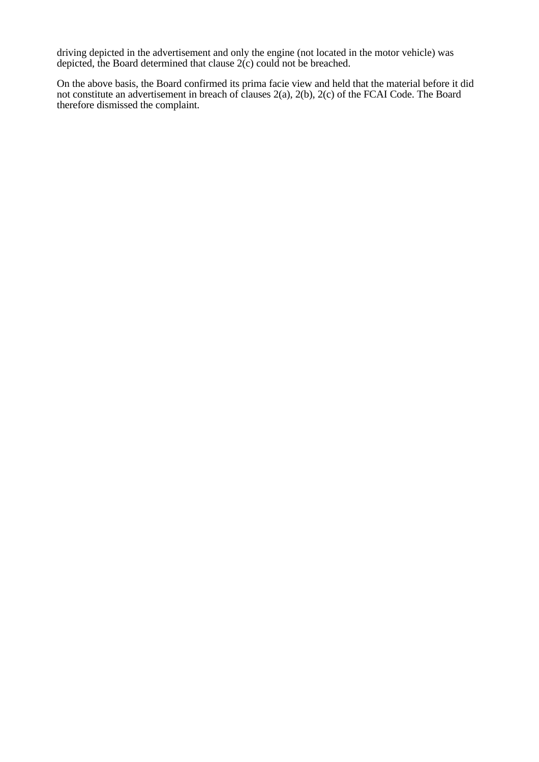driving depicted in the advertisement and only the engine (not located in the motor vehicle) was depicted, the Board determined that clause 2(c) could not be breached.

On the above basis, the Board confirmed its prima facie view and held that the material before it did not constitute an advertisement in breach of clauses 2(a), 2(b), 2(c) of the FCAI Code. The Board therefore dismissed the complaint.